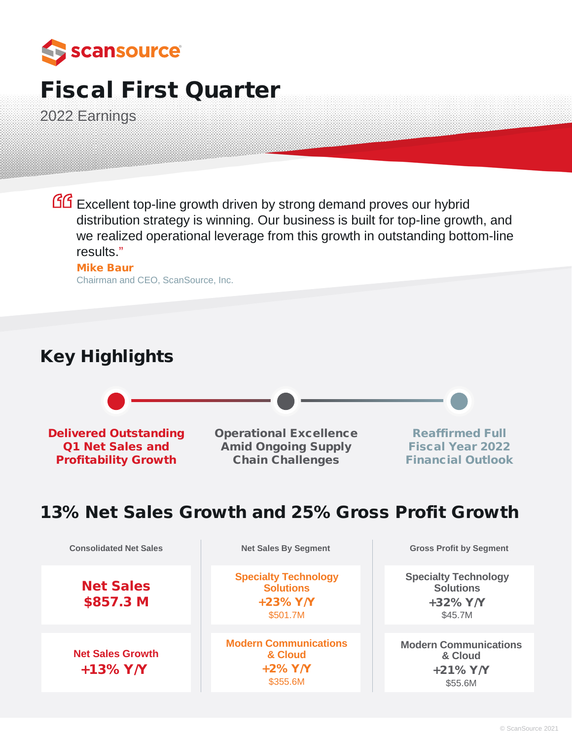scansource

# Fiscal First Quarter

2022 Earnings

> "Excellent top-line growth driven by strong demand proves our hybrid distribution strategy is winning. Our business is built for top-line growth, and we realized operational leverage from this growth in outstanding bottom-line results."
>
> **Mike Baur**
> Chairman and CEO, ScanSource, Inc.

## Key Highlights

- **Delivered Outstanding Q1 Net Sales and Profitability Growth**
- **Operational Excellence Amid Ongoing Supply Chain Challenges**
- **Reaffirmed Full Fiscal Year 2022 Financial Outlook**

## 13% Net Sales Growth and 25% Gross Profit Growth

| Consolidated Net Sales | Net Sales By Segment | Gross Profit by Segment |
|---|---|---|
| **Net Sales $857.3 M** | Specialty Technology Solutions **+23% Y/Y** $501.7M | Specialty Technology Solutions **+32% Y/Y** $45.7M |
| Net Sales Growth **+13% Y/Y** | Modern Communications & Cloud **+2% Y/Y** $355.6M | Modern Communications & Cloud **+21% Y/Y** $55.6M |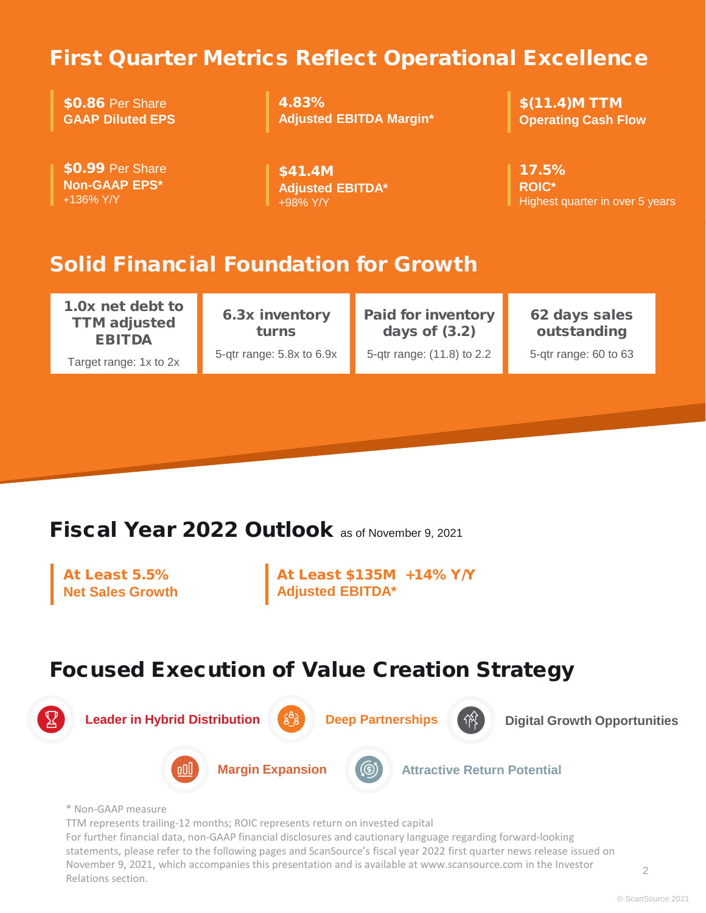## First Quarter Metrics Reflect Operational Excellence

**$0.86** Per Share
**GAAP Diluted EPS**

**4.83%**
**Adjusted EBITDA Margin***

**$(11.4)M TTM**
**Operating Cash Flow**

**$0.99** Per Share
**Non-GAAP EPS***
+136% Y/Y

**$41.4M**
**Adjusted EBITDA***
+98% Y/Y

**17.5%**
**ROIC***
Highest quarter in over 5 years

## Solid Financial Foundation for Growth

| 1.0x net debt to TTM adjusted EBITDA | 6.3x inventory turns | Paid for inventory days of (3.2) | 62 days sales outstanding |
|---|---|---|---|
| Target range: 1x to 2x | 5-qtr range: 5.8x to 6.9x | 5-qtr range: (11.8) to 2.2 | 5-qtr range: 60 to 63 |

## Fiscal Year 2022 Outlook as of November 9, 2021

**At Least 5.5%**
**Net Sales Growth**

**At Least $135M +14% Y/Y**
**Adjusted EBITDA***

## Focused Execution of Value Creation Strategy

- Leader in Hybrid Distribution
- Deep Partnerships
- Digital Growth Opportunities
- Margin Expansion
- Attractive Return Potential

* Non-GAAP measure
TTM represents trailing-12 months; ROIC represents return on invested capital
For further financial data, non-GAAP financial disclosures and cautionary language regarding forward-looking statements, please refer to the following pages and ScanSource's fiscal year 2022 first quarter news release issued on November 9, 2021, which accompanies this presentation and is available at www.scansource.com in the Investor Relations section.

© ScanSource 2021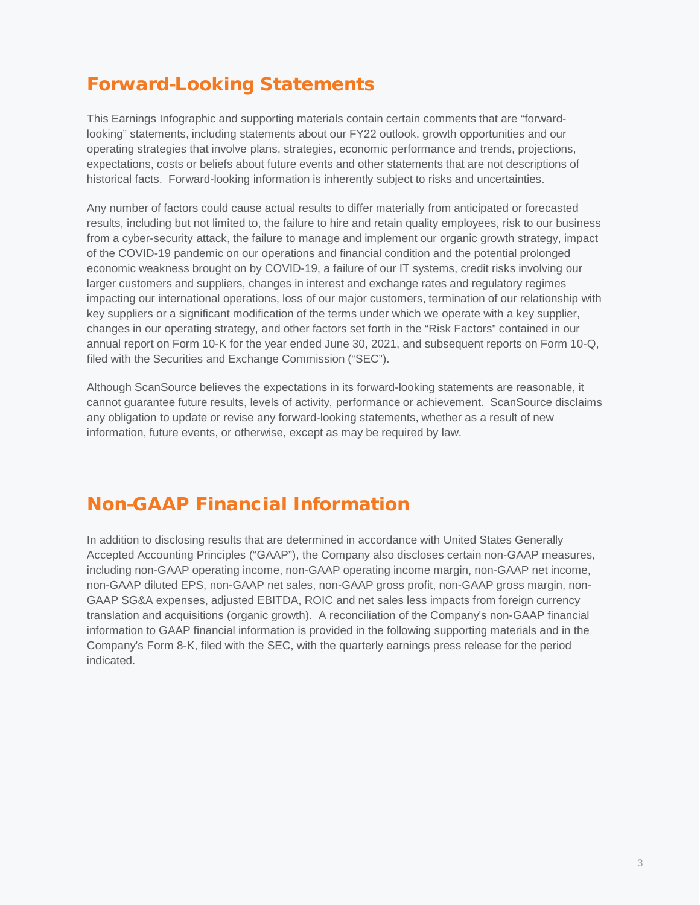## Forward-Looking Statements

This Earnings Infographic and supporting materials contain certain comments that are "forward-looking" statements, including statements about our FY22 outlook, growth opportunities and our operating strategies that involve plans, strategies, economic performance and trends, projections, expectations, costs or beliefs about future events and other statements that are not descriptions of historical facts. Forward-looking information is inherently subject to risks and uncertainties.

Any number of factors could cause actual results to differ materially from anticipated or forecasted results, including but not limited to, the failure to hire and retain quality employees, risk to our business from a cyber-security attack, the failure to manage and implement our organic growth strategy, impact of the COVID-19 pandemic on our operations and financial condition and the potential prolonged economic weakness brought on by COVID-19, a failure of our IT systems, credit risks involving our larger customers and suppliers, changes in interest and exchange rates and regulatory regimes impacting our international operations, loss of our major customers, termination of our relationship with key suppliers or a significant modification of the terms under which we operate with a key supplier, changes in our operating strategy, and other factors set forth in the "Risk Factors" contained in our annual report on Form 10-K for the year ended June 30, 2021, and subsequent reports on Form 10-Q, filed with the Securities and Exchange Commission ("SEC").

Although ScanSource believes the expectations in its forward-looking statements are reasonable, it cannot guarantee future results, levels of activity, performance or achievement. ScanSource disclaims any obligation to update or revise any forward-looking statements, whether as a result of new information, future events, or otherwise, except as may be required by law.

## Non-GAAP Financial Information

In addition to disclosing results that are determined in accordance with United States Generally Accepted Accounting Principles ("GAAP"), the Company also discloses certain non-GAAP measures, including non-GAAP operating income, non-GAAP operating income margin, non-GAAP net income, non-GAAP diluted EPS, non-GAAP net sales, non-GAAP gross profit, non-GAAP gross margin, non-GAAP SG&A expenses, adjusted EBITDA, ROIC and net sales less impacts from foreign currency translation and acquisitions (organic growth). A reconciliation of the Company's non-GAAP financial information to GAAP financial information is provided in the following supporting materials and in the Company's Form 8-K, filed with the SEC, with the quarterly earnings press release for the period indicated.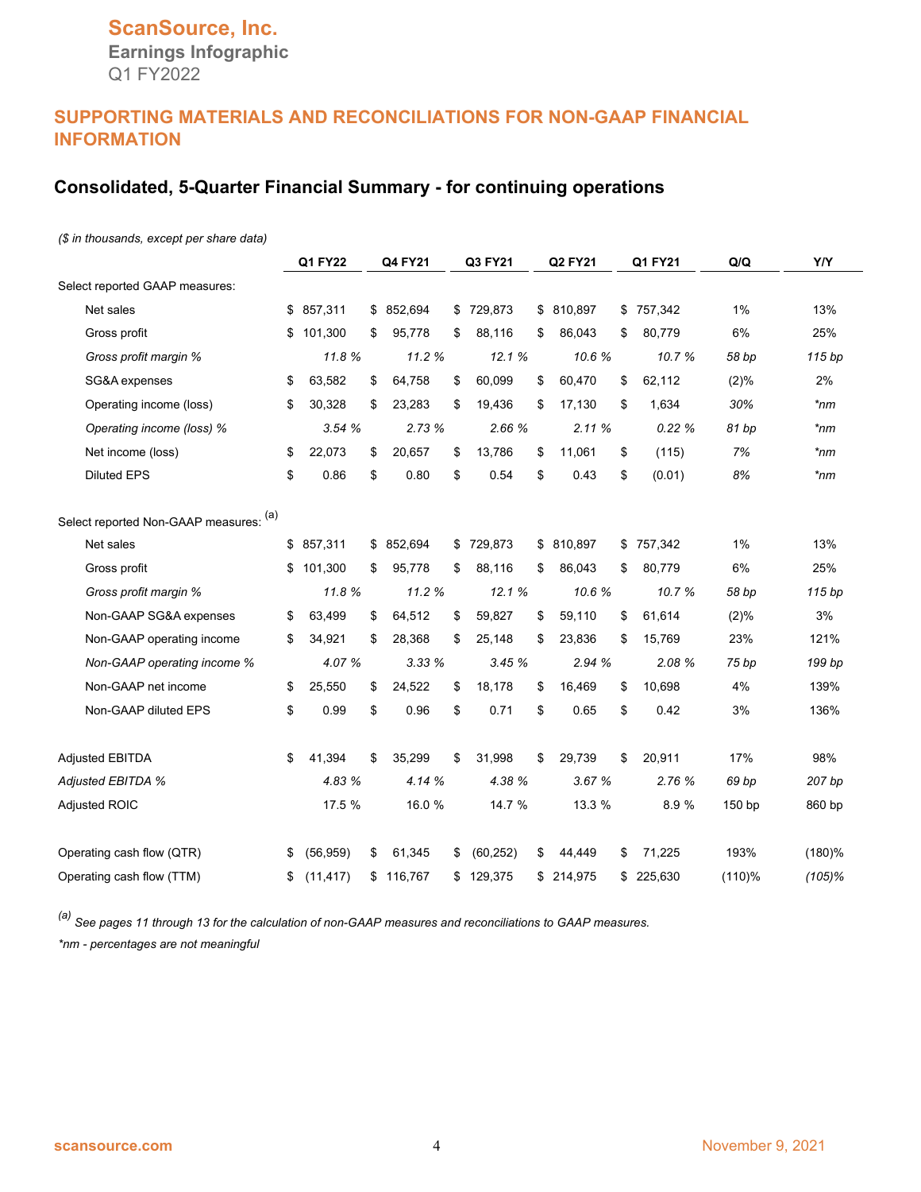ScanSource, Inc.
Earnings Infographic
Q1 FY2022

## SUPPORTING MATERIALS AND RECONCILIATIONS FOR NON-GAAP FINANCIAL INFORMATION

### Consolidated, 5-Quarter Financial Summary - for continuing operations

*($ in thousands, except per share data)*

| | Q1 FY22 | Q4 FY21 | Q3 FY21 | Q2 FY21 | Q1 FY21 | Q/Q | Y/Y |
|---|---|---|---|---|---|---|---|
| Select reported GAAP measures: | | | | | | | |
| Net sales | $ 857,311 | $ 852,694 | $ 729,873 | $ 810,897 | $ 757,342 | 1% | 13% |
| Gross profit | $ 101,300 | $ 95,778 | $ 88,116 | $ 86,043 | $ 80,779 | 6% | 25% |
| *Gross profit margin %* | *11.8 %* | *11.2 %* | *12.1 %* | *10.6 %* | *10.7 %* | *58 bp* | *115 bp* |
| SG&A expenses | $ 63,582 | $ 64,758 | $ 60,099 | $ 60,470 | $ 62,112 | (2)% | 2% |
| Operating income (loss) | $ 30,328 | $ 23,283 | $ 19,436 | $ 17,130 | $ 1,634 | *30%* | *\*nm* |
| *Operating income (loss) %* | *3.54 %* | *2.73 %* | *2.66 %* | *2.11 %* | *0.22 %* | *81 bp* | *\*nm* |
| Net income (loss) | $ 22,073 | $ 20,657 | $ 13,786 | $ 11,061 | $ (115) | *7%* | *\*nm* |
| Diluted EPS | $ 0.86 | $ 0.80 | $ 0.54 | $ 0.43 | $ (0.01) | *8%* | *\*nm* |
| Select reported Non-GAAP measures: [(a)] | | | | | | | |
| Net sales | $ 857,311 | $ 852,694 | $ 729,873 | $ 810,897 | $ 757,342 | 1% | 13% |
| Gross profit | $ 101,300 | $ 95,778 | $ 88,116 | $ 86,043 | $ 80,779 | 6% | 25% |
| *Gross profit margin %* | *11.8 %* | *11.2 %* | *12.1 %* | *10.6 %* | *10.7 %* | *58 bp* | *115 bp* |
| Non-GAAP SG&A expenses | $ 63,499 | $ 64,512 | $ 59,827 | $ 59,110 | $ 61,614 | (2)% | 3% |
| Non-GAAP operating income | $ 34,921 | $ 28,368 | $ 25,148 | $ 23,836 | $ 15,769 | 23% | 121% |
| *Non-GAAP operating income %* | *4.07 %* | *3.33 %* | *3.45 %* | *2.94 %* | *2.08 %* | *75 bp* | *199 bp* |
| Non-GAAP net income | $ 25,550 | $ 24,522 | $ 18,178 | $ 16,469 | $ 10,698 | 4% | 139% |
| Non-GAAP diluted EPS | $ 0.99 | $ 0.96 | $ 0.71 | $ 0.65 | $ 0.42 | 3% | 136% |
| Adjusted EBITDA | $ 41,394 | $ 35,299 | $ 31,998 | $ 29,739 | $ 20,911 | 17% | 98% |
| *Adjusted EBITDA %* | *4.83 %* | *4.14 %* | *4.38 %* | *3.67 %* | *2.76 %* | *69 bp* | *207 bp* |
| Adjusted ROIC | 17.5 % | 16.0 % | 14.7 % | 13.3 % | 8.9 % | 150 bp | 860 bp |
| Operating cash flow (QTR) | $ (56,959) | $ 61,345 | $ (60,252) | $ 44,449 | $ 71,225 | 193% | (180)% |
| Operating cash flow (TTM) | $ (11,417) | $ 116,767 | $ 129,375 | $ 214,975 | $ 225,630 | (110)% | *(105)%* |

*[(a)] See pages 11 through 13 for the calculation of non-GAAP measures and reconciliations to GAAP measures.*

*\*nm - percentages are not meaningful*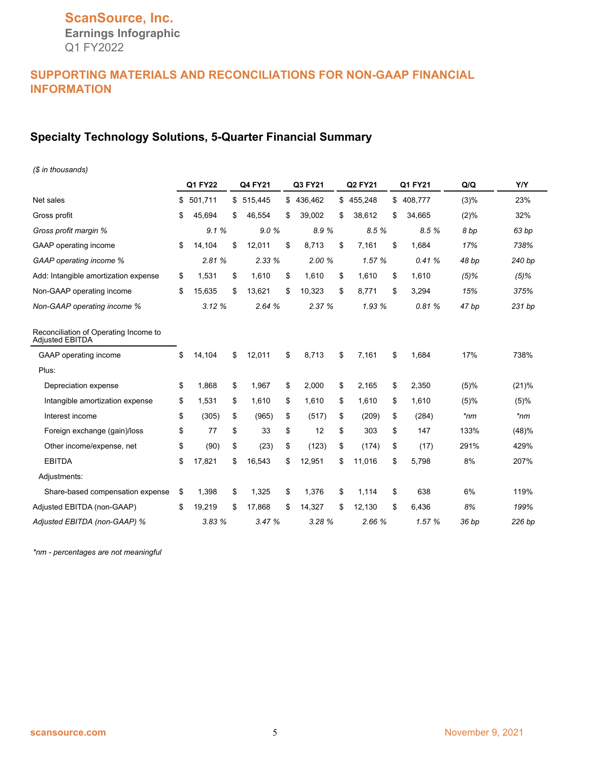**ScanSource, Inc.**
**Earnings Infographic**
Q1 FY2022

## SUPPORTING MATERIALS AND RECONCILIATIONS FOR NON-GAAP FINANCIAL INFORMATION

### Specialty Technology Solutions, 5-Quarter Financial Summary

*($ in thousands)*

| | Q1 FY22 | Q4 FY21 | Q3 FY21 | Q2 FY21 | Q1 FY21 | Q/Q | Y/Y |
|---|---|---|---|---|---|---|---|
| Net sales | $ 501,711 | $ 515,445 | $ 436,462 | $ 455,248 | $ 408,777 | (3)% | 23% |
| Gross profit | $ 45,694 | $ 46,554 | $ 39,002 | $ 38,612 | $ 34,665 | (2)% | 32% |
| *Gross profit margin %* | *9.1 %* | *9.0 %* | *8.9 %* | *8.5 %* | *8.5 %* | *8 bp* | *63 bp* |
| GAAP operating income | $ 14,104 | $ 12,011 | $ 8,713 | $ 7,161 | $ 1,684 | 17% | 738% |
| *GAAP operating income %* | *2.81 %* | *2.33 %* | *2.00 %* | *1.57 %* | *0.41 %* | *48 bp* | *240 bp* |
| Add: Intangible amortization expense | $ 1,531 | $ 1,610 | $ 1,610 | $ 1,610 | $ 1,610 | (5)% | (5)% |
| Non-GAAP operating income | $ 15,635 | $ 13,621 | $ 10,323 | $ 8,771 | $ 3,294 | 15% | 375% |
| *Non-GAAP operating income %* | *3.12 %* | *2.64 %* | *2.37 %* | *1.93 %* | *0.81 %* | *47 bp* | *231 bp* |
| | | | | | | | |
| Reconciliation of Operating Income to Adjusted EBITDA | | | | | | | |
| GAAP operating income | $ 14,104 | $ 12,011 | $ 8,713 | $ 7,161 | $ 1,684 | 17% | 738% |
| Plus: | | | | | | | |
| Depreciation expense | $ 1,868 | $ 1,967 | $ 2,000 | $ 2,165 | $ 2,350 | (5)% | (21)% |
| Intangible amortization expense | $ 1,531 | $ 1,610 | $ 1,610 | $ 1,610 | $ 1,610 | (5)% | (5)% |
| Interest income | $ (305) | $ (965) | $ (517) | $ (209) | $ (284) | *nm | *nm |
| Foreign exchange (gain)/loss | $ 77 | $ 33 | $ 12 | $ 303 | $ 147 | 133% | (48)% |
| Other income/expense, net | $ (90) | $ (23) | $ (123) | $ (174) | $ (17) | 291% | 429% |
| EBITDA | $ 17,821 | $ 16,543 | $ 12,951 | $ 11,016 | $ 5,798 | 8% | 207% |
| Adjustments: | | | | | | | |
| Share-based compensation expense | $ 1,398 | $ 1,325 | $ 1,376 | $ 1,114 | $ 638 | 6% | 119% |
| Adjusted EBITDA (non-GAAP) | $ 19,219 | $ 17,868 | $ 14,327 | $ 12,130 | $ 6,436 | *8%* | *199%* |
| *Adjusted EBITDA (non-GAAP) %* | *3.83 %* | *3.47 %* | *3.28 %* | *2.66 %* | *1.57 %* | *36 bp* | *226 bp* |

*\*nm - percentages are not meaningful*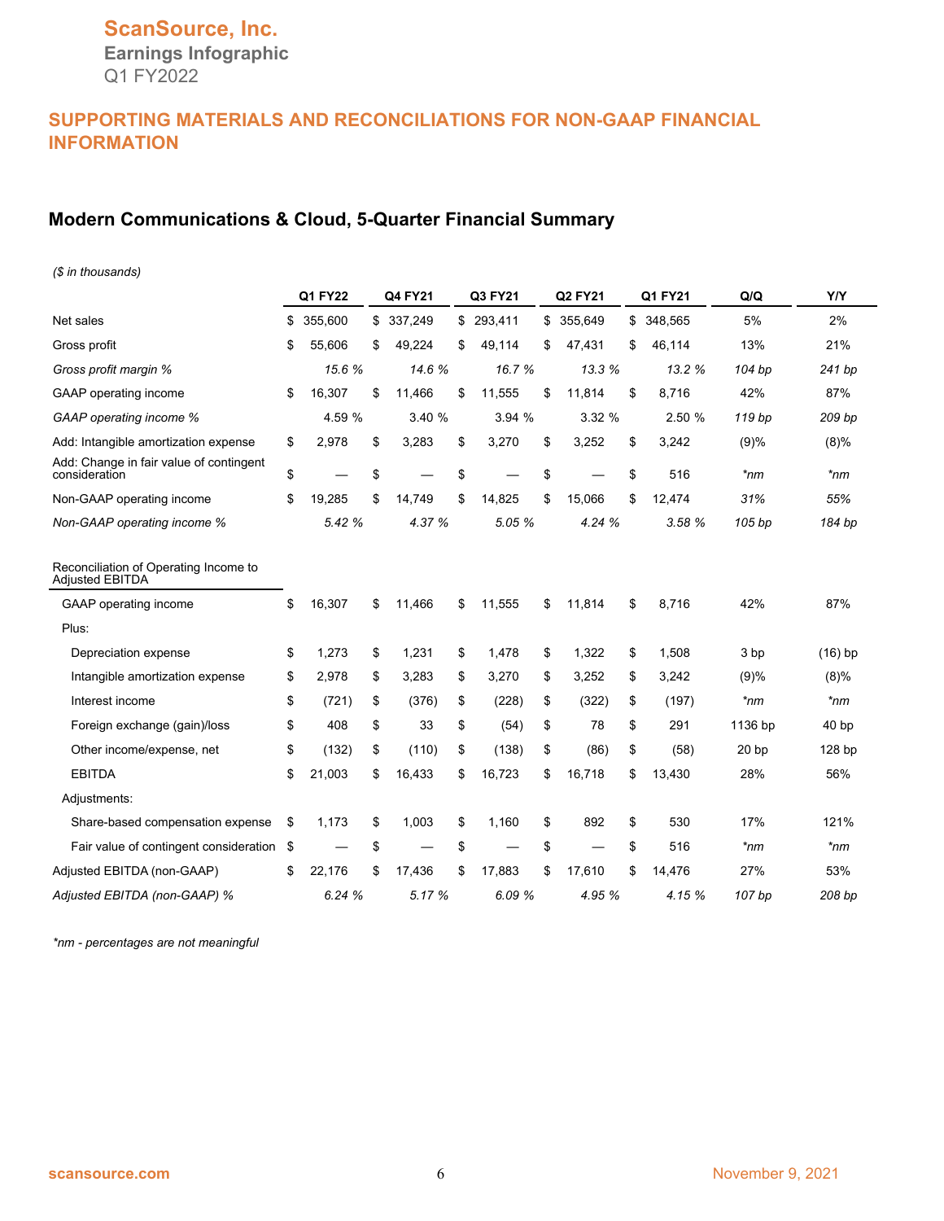ScanSource, Inc.
Earnings Infographic
Q1 FY2022

## SUPPORTING MATERIALS AND RECONCILIATIONS FOR NON-GAAP FINANCIAL INFORMATION

### Modern Communications & Cloud, 5-Quarter Financial Summary

*($ in thousands)*

| | Q1 FY22 | Q4 FY21 | Q3 FY21 | Q2 FY21 | Q1 FY21 | Q/Q | Y/Y |
|---|---|---|---|---|---|---|---|
| Net sales | $ 355,600 | $ 337,249 | $ 293,411 | $ 355,649 | $ 348,565 | 5% | 2% |
| Gross profit | $ 55,606 | $ 49,224 | $ 49,114 | $ 47,431 | $ 46,114 | 13% | 21% |
| *Gross profit margin %* | *15.6 %* | *14.6 %* | *16.7 %* | *13.3 %* | *13.2 %* | *104 bp* | *241 bp* |
| GAAP operating income | $ 16,307 | $ 11,466 | $ 11,555 | $ 11,814 | $ 8,716 | 42% | 87% |
| *GAAP operating income %* | *4.59 %* | *3.40 %* | *3.94 %* | *3.32 %* | *2.50 %* | *119 bp* | *209 bp* |
| Add: Intangible amortization expense | $ 2,978 | $ 3,283 | $ 3,270 | $ 3,252 | $ 3,242 | (9)% | (8)% |
| Add: Change in fair value of contingent consideration | $ — | $ — | $ — | $ — | $ 516 | *nm | *nm |
| Non-GAAP operating income | $ 19,285 | $ 14,749 | $ 14,825 | $ 15,066 | $ 12,474 | 31% | 55% |
| *Non-GAAP operating income %* | *5.42 %* | *4.37 %* | *5.05 %* | *4.24 %* | *3.58 %* | *105 bp* | *184 bp* |
| | | | | | | | |
| Reconciliation of Operating Income to Adjusted EBITDA | | | | | | | |
| GAAP operating income | $ 16,307 | $ 11,466 | $ 11,555 | $ 11,814 | $ 8,716 | 42% | 87% |
| Plus: | | | | | | | |
| Depreciation expense | $ 1,273 | $ 1,231 | $ 1,478 | $ 1,322 | $ 1,508 | 3 bp | (16) bp |
| Intangible amortization expense | $ 2,978 | $ 3,283 | $ 3,270 | $ 3,252 | $ 3,242 | (9)% | (8)% |
| Interest income | $ (721) | $ (376) | $ (228) | $ (322) | $ (197) | *nm | *nm |
| Foreign exchange (gain)/loss | $ 408 | $ 33 | $ (54) | $ 78 | $ 291 | 1136 bp | 40 bp |
| Other income/expense, net | $ (132) | $ (110) | $ (138) | $ (86) | $ (58) | 20 bp | 128 bp |
| EBITDA | $ 21,003 | $ 16,433 | $ 16,723 | $ 16,718 | $ 13,430 | 28% | 56% |
| Adjustments: | | | | | | | |
| Share-based compensation expense | $ 1,173 | $ 1,003 | $ 1,160 | $ 892 | $ 530 | 17% | 121% |
| Fair value of contingent consideration | $ — | $ — | $ — | $ — | $ 516 | *nm | *nm |
| Adjusted EBITDA (non-GAAP) | $ 22,176 | $ 17,436 | $ 17,883 | $ 17,610 | $ 14,476 | 27% | 53% |
| *Adjusted EBITDA (non-GAAP) %* | *6.24 %* | *5.17 %* | *6.09 %* | *4.95 %* | *4.15 %* | *107 bp* | *208 bp* |

*\*nm - percentages are not meaningful*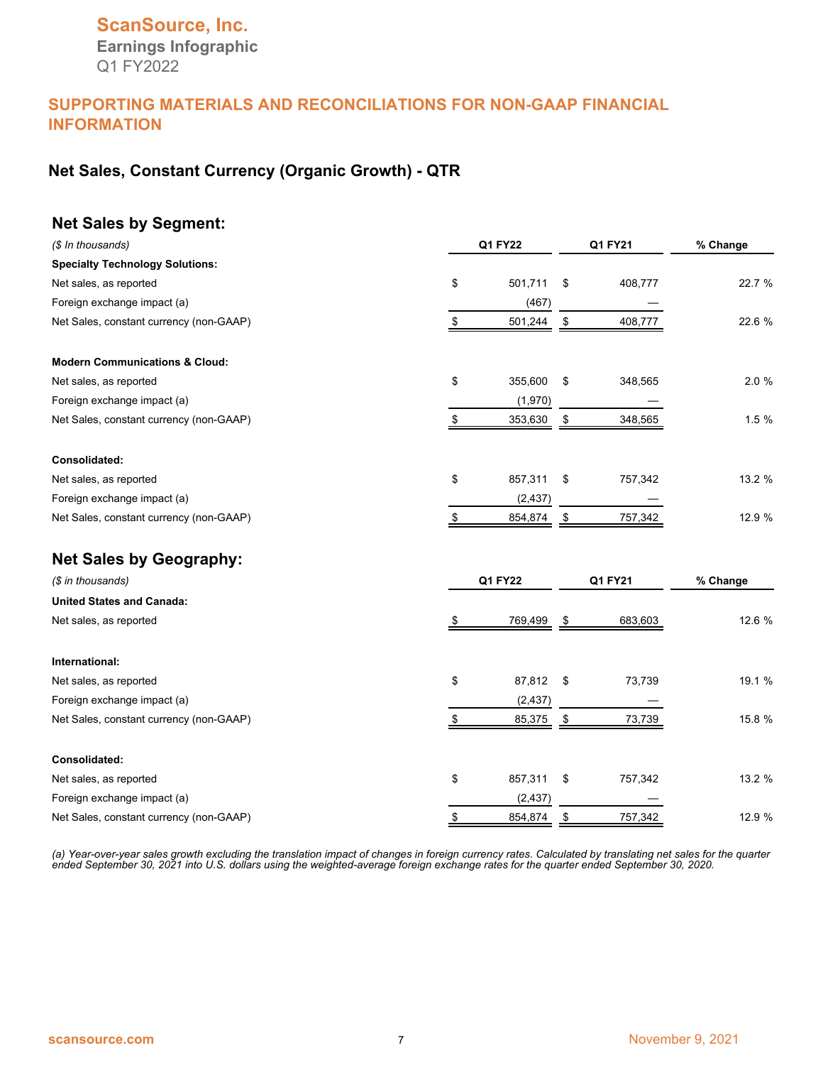# ScanSource, Inc.

**Earnings Infographic**

Q1 FY2022

## SUPPORTING MATERIALS AND RECONCILIATIONS FOR NON-GAAP FINANCIAL INFORMATION

### Net Sales, Constant Currency (Organic Growth) - QTR

### Net Sales by Segment:

| *($ In thousands)* | Q1 FY22 | Q1 FY21 | % Change |
|---|---|---|---|
| **Specialty Technology Solutions:** | | | |
| Net sales, as reported | $ 501,711 | $ 408,777 | 22.7 % |
| Foreign exchange impact (a) | (467) | — | |
| Net Sales, constant currency (non-GAAP) | $ 501,244 | $ 408,777 | 22.6 % |
| **Modern Communications & Cloud:** | | | |
| Net sales, as reported | $ 355,600 | $ 348,565 | 2.0 % |
| Foreign exchange impact (a) | (1,970) | — | |
| Net Sales, constant currency (non-GAAP) | $ 353,630 | $ 348,565 | 1.5 % |
| **Consolidated:** | | | |
| Net sales, as reported | $ 857,311 | $ 757,342 | 13.2 % |
| Foreign exchange impact (a) | (2,437) | — | |
| Net Sales, constant currency (non-GAAP) | $ 854,874 | $ 757,342 | 12.9 % |

### Net Sales by Geography:

| *($ in thousands)* | Q1 FY22 | Q1 FY21 | % Change |
|---|---|---|---|
| **United States and Canada:** | | | |
| Net sales, as reported | $ 769,499 | $ 683,603 | 12.6 % |
| **International:** | | | |
| Net sales, as reported | $ 87,812 | $ 73,739 | 19.1 % |
| Foreign exchange impact (a) | (2,437) | — | |
| Net Sales, constant currency (non-GAAP) | $ 85,375 | $ 73,739 | 15.8 % |
| **Consolidated:** | | | |
| Net sales, as reported | $ 857,311 | $ 757,342 | 13.2 % |
| Foreign exchange impact (a) | (2,437) | — | |
| Net Sales, constant currency (non-GAAP) | $ 854,874 | $ 757,342 | 12.9 % |

*(a) Year-over-year sales growth excluding the translation impact of changes in foreign currency rates. Calculated by translating net sales for the quarter ended September 30, 2021 into U.S. dollars using the weighted-average foreign exchange rates for the quarter ended September 30, 2020.*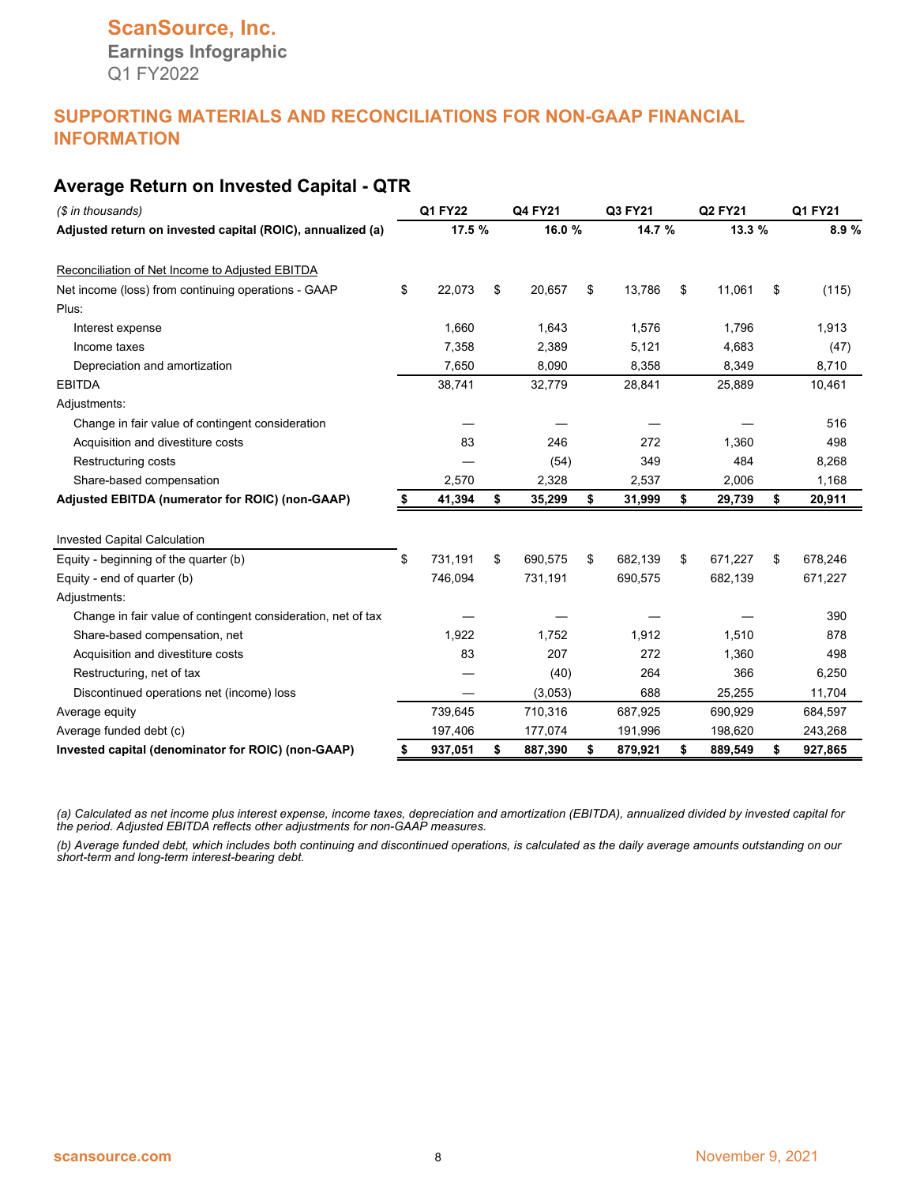# ScanSource, Inc.

## Earnings Infographic

Q1 FY2022

## SUPPORTING MATERIALS AND RECONCILIATIONS FOR NON-GAAP FINANCIAL INFORMATION

### Average Return on Invested Capital - QTR

| *($ in thousands)* | Q1 FY22 | Q4 FY21 | Q3 FY21 | Q2 FY21 | Q1 FY21 |
|---|---|---|---|---|---|
| **Adjusted return on invested capital (ROIC), annualized (a)** | **17.5 %** | **16.0 %** | **14.7 %** | **13.3 %** | **8.9 %** |
| | | | | | |
| Reconciliation of Net Income to Adjusted EBITDA | | | | | |
| Net income (loss) from continuing operations - GAAP | $ 22,073 | $ 20,657 | $ 13,786 | $ 11,061 | $ (115) |
| Plus: | | | | | |
| Interest expense | 1,660 | 1,643 | 1,576 | 1,796 | 1,913 |
| Income taxes | 7,358 | 2,389 | 5,121 | 4,683 | (47) |
| Depreciation and amortization | 7,650 | 8,090 | 8,358 | 8,349 | 8,710 |
| EBITDA | 38,741 | 32,779 | 28,841 | 25,889 | 10,461 |
| Adjustments: | | | | | |
| Change in fair value of contingent consideration | — | — | — | — | 516 |
| Acquisition and divestiture costs | 83 | 246 | 272 | 1,360 | 498 |
| Restructuring costs | — | (54) | 349 | 484 | 8,268 |
| Share-based compensation | 2,570 | 2,328 | 2,537 | 2,006 | 1,168 |
| **Adjusted EBITDA (numerator for ROIC) (non-GAAP)** | **$ 41,394** | **$ 35,299** | **$ 31,999** | **$ 29,739** | **$ 20,911** |
| | | | | | |
| Invested Capital Calculation | | | | | |
| Equity - beginning of the quarter (b) | $ 731,191 | $ 690,575 | $ 682,139 | $ 671,227 | $ 678,246 |
| Equity - end of quarter (b) | 746,094 | 731,191 | 690,575 | 682,139 | 671,227 |
| Adjustments: | | | | | |
| Change in fair value of contingent consideration, net of tax | — | — | — | — | 390 |
| Share-based compensation, net | 1,922 | 1,752 | 1,912 | 1,510 | 878 |
| Acquisition and divestiture costs | 83 | 207 | 272 | 1,360 | 498 |
| Restructuring, net of tax | — | (40) | 264 | 366 | 6,250 |
| Discontinued operations net (income) loss | — | (3,053) | 688 | 25,255 | 11,704 |
| Average equity | 739,645 | 710,316 | 687,925 | 690,929 | 684,597 |
| Average funded debt (c) | 197,406 | 177,074 | 191,996 | 198,620 | 243,268 |
| **Invested capital (denominator for ROIC) (non-GAAP)** | **$ 937,051** | **$ 887,390** | **$ 879,921** | **$ 889,549** | **$ 927,865** |

*(a) Calculated as net income plus interest expense, income taxes, depreciation and amortization (EBITDA), annualized divided by invested capital for the period. Adjusted EBITDA reflects other adjustments for non-GAAP measures.*

*(b) Average funded debt, which includes both continuing and discontinued operations, is calculated as the daily average amounts outstanding on our short-term and long-term interest-bearing debt.*

scansource.com

November 9, 2021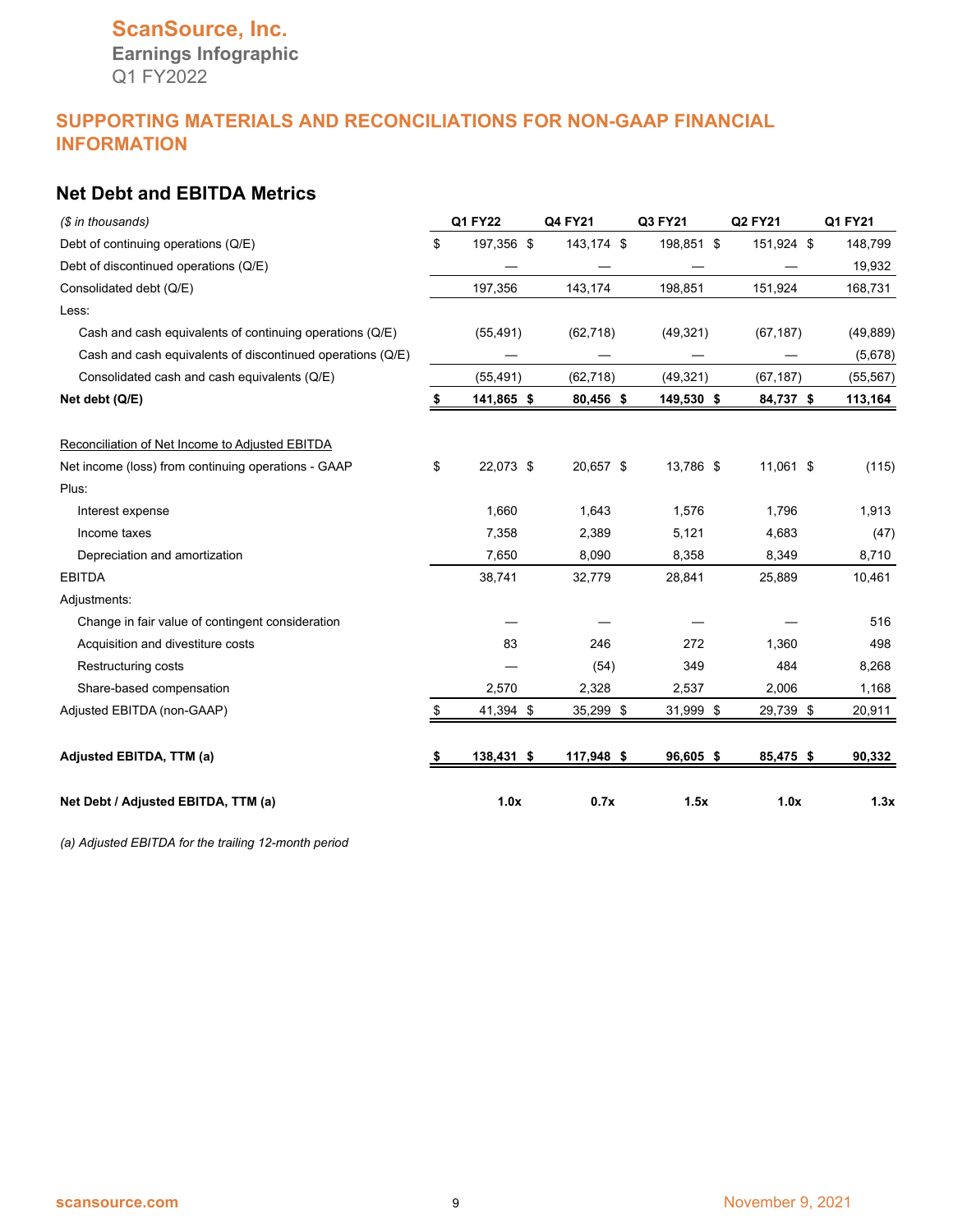ScanSource, Inc.
Earnings Infographic
Q1 FY2022

## SUPPORTING MATERIALS AND RECONCILIATIONS FOR NON-GAAP FINANCIAL INFORMATION

### Net Debt and EBITDA Metrics

| *($ in thousands)* | Q1 FY22 | Q4 FY21 | Q3 FY21 | Q2 FY21 | Q1 FY21 |
|---|---|---|---|---|---|
| Debt of continuing operations (Q/E) | $ 197,356 | $ 143,174 | $ 198,851 | $ 151,924 | $ 148,799 |
| Debt of discontinued operations (Q/E) | — | — | — | — | 19,932 |
| Consolidated debt (Q/E) | 197,356 | 143,174 | 198,851 | 151,924 | 168,731 |
| Less: | | | | | |
| Cash and cash equivalents of continuing operations (Q/E) | (55,491) | (62,718) | (49,321) | (67,187) | (49,889) |
| Cash and cash equivalents of discontinued operations (Q/E) | — | — | — | — | (5,678) |
| Consolidated cash and cash equivalents (Q/E) | (55,491) | (62,718) | (49,321) | (67,187) | (55,567) |
| **Net debt (Q/E)** | **$ 141,865** | **$ 80,456** | **$ 149,530** | **$ 84,737** | **$ 113,164** |
| | | | | | |
| Reconciliation of Net Income to Adjusted EBITDA | | | | | |
| Net income (loss) from continuing operations - GAAP | $ 22,073 | $ 20,657 | $ 13,786 | $ 11,061 | $ (115) |
| Plus: | | | | | |
| Interest expense | 1,660 | 1,643 | 1,576 | 1,796 | 1,913 |
| Income taxes | 7,358 | 2,389 | 5,121 | 4,683 | (47) |
| Depreciation and amortization | 7,650 | 8,090 | 8,358 | 8,349 | 8,710 |
| EBITDA | 38,741 | 32,779 | 28,841 | 25,889 | 10,461 |
| Adjustments: | | | | | |
| Change in fair value of contingent consideration | — | — | — | — | 516 |
| Acquisition and divestiture costs | 83 | 246 | 272 | 1,360 | 498 |
| Restructuring costs | — | (54) | 349 | 484 | 8,268 |
| Share-based compensation | 2,570 | 2,328 | 2,537 | 2,006 | 1,168 |
| Adjusted EBITDA (non-GAAP) | $ 41,394 | $ 35,299 | $ 31,999 | $ 29,739 | $ 20,911 |
| | | | | | |
| **Adjusted EBITDA, TTM (a)** | **$ 138,431** | **$ 117,948** | **$ 96,605** | **$ 85,475** | **$ 90,332** |
| | | | | | |
| **Net Debt / Adjusted EBITDA, TTM (a)** | **1.0x** | **0.7x** | **1.5x** | **1.0x** | **1.3x** |

*(a) Adjusted EBITDA for the trailing 12-month period*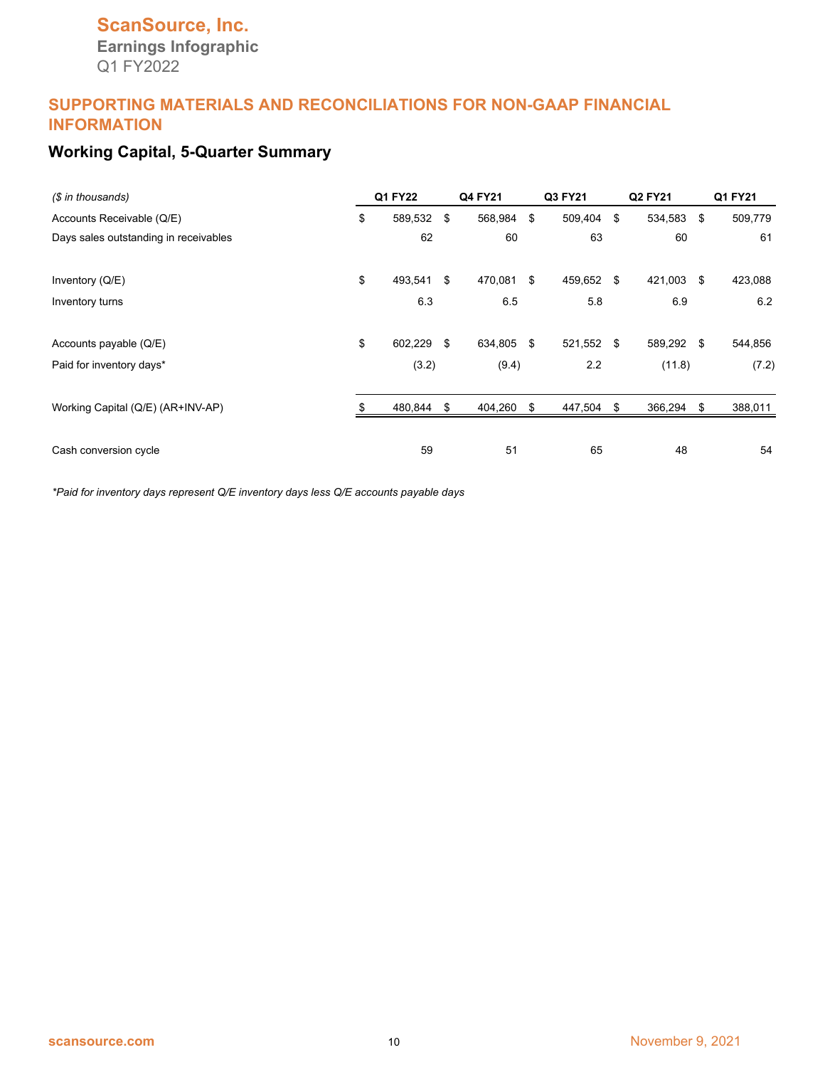## SUPPORTING MATERIALS AND RECONCILIATIONS FOR NON-GAAP FINANCIAL INFORMATION

### Working Capital, 5-Quarter Summary

| *($ in thousands)* | Q1 FY22 | Q4 FY21 | Q3 FY21 | Q2 FY21 | Q1 FY21 |
|---|---|---|---|---|---|
| Accounts Receivable (Q/E) | $ 589,532 | $ 568,984 | $ 509,404 | $ 534,583 | $ 509,779 |
| Days sales outstanding in receivables | 62 | 60 | 63 | 60 | 61 |
| Inventory (Q/E) | $ 493,541 | $ 470,081 | $ 459,652 | $ 421,003 | $ 423,088 |
| Inventory turns | 6.3 | 6.5 | 5.8 | 6.9 | 6.2 |
| Accounts payable (Q/E) | $ 602,229 | $ 634,805 | $ 521,552 | $ 589,292 | $ 544,856 |
| Paid for inventory days* | (3.2) | (9.4) | 2.2 | (11.8) | (7.2) |
| Working Capital (Q/E) (AR+INV-AP) | $ 480,844 | $ 404,260 | $ 447,504 | $ 366,294 | $ 388,011 |
| Cash conversion cycle | 59 | 51 | 65 | 48 | 54 |

*\*Paid for inventory days represent Q/E inventory days less Q/E accounts payable days*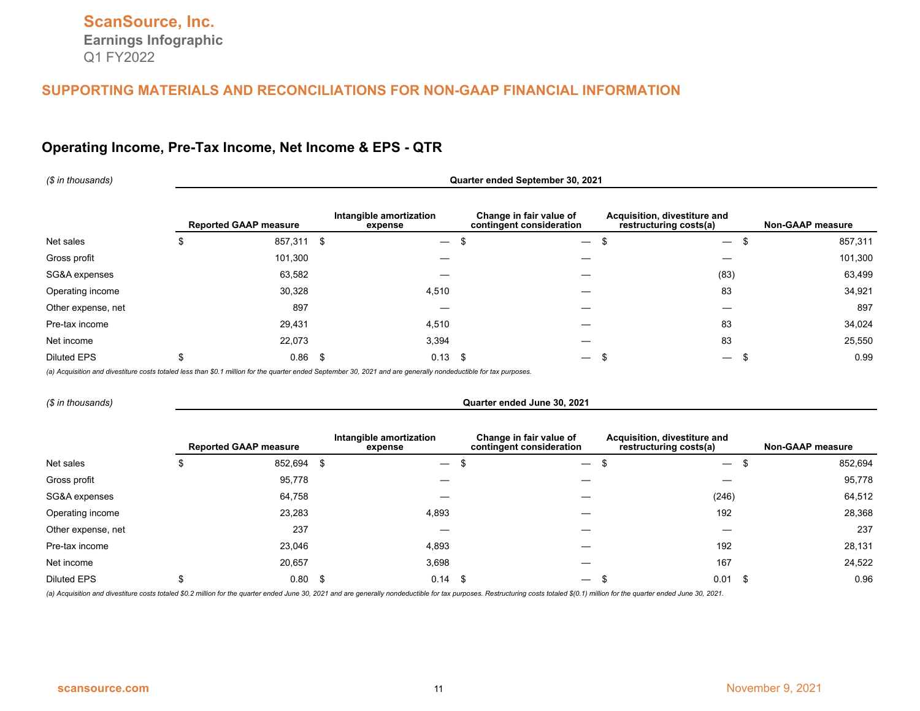**ScanSource, Inc.**
**Earnings Infographic**
Q1 FY2022

## SUPPORTING MATERIALS AND RECONCILIATIONS FOR NON-GAAP FINANCIAL INFORMATION

### Operating Income, Pre-Tax Income, Net Income & EPS - QTR

*($ in thousands)*

| | Quarter ended September 30, 2021 | | | | |
|---|---|---|---|---|---|
| | Reported GAAP measure | Intangible amortization expense | Change in fair value of contingent consideration | Acquisition, divestiture and restructuring costs(a) | Non-GAAP measure |
| Net sales | $ 857,311 | $ — | $ — | $ — | $ 857,311 |
| Gross profit | 101,300 | — | — | — | 101,300 |
| SG&A expenses | 63,582 | — | — | (83) | 63,499 |
| Operating income | 30,328 | 4,510 | — | 83 | 34,921 |
| Other expense, net | 897 | — | — | — | 897 |
| Pre-tax income | 29,431 | 4,510 | — | 83 | 34,024 |
| Net income | 22,073 | 3,394 | — | 83 | 25,550 |
| Diluted EPS | $ 0.86 | $ 0.13 | $ — | $ — | $ 0.99 |

*(a) Acquisition and divestiture costs totaled less than $0.1 million for the quarter ended September 30, 2021 and are generally nondeductible for tax purposes.*

*($ in thousands)*

| | Quarter ended June 30, 2021 | | | | |
|---|---|---|---|---|---|
| | Reported GAAP measure | Intangible amortization expense | Change in fair value of contingent consideration | Acquisition, divestiture and restructuring costs(a) | Non-GAAP measure |
| Net sales | $ 852,694 | $ — | $ — | $ — | $ 852,694 |
| Gross profit | 95,778 | — | — | — | 95,778 |
| SG&A expenses | 64,758 | — | — | (246) | 64,512 |
| Operating income | 23,283 | 4,893 | — | 192 | 28,368 |
| Other expense, net | 237 | — | — | — | 237 |
| Pre-tax income | 23,046 | 4,893 | — | 192 | 28,131 |
| Net income | 20,657 | 3,698 | — | 167 | 24,522 |
| Diluted EPS | $ 0.80 | $ 0.14 | $ — | $ 0.01 | $ 0.96 |

*(a) Acquisition and divestiture costs totaled $0.2 million for the quarter ended June 30, 2021 and are generally nondeductible for tax purposes. Restructuring costs totaled $(0.1) million for the quarter ended June 30, 2021.*

scansource.com

November 9, 2021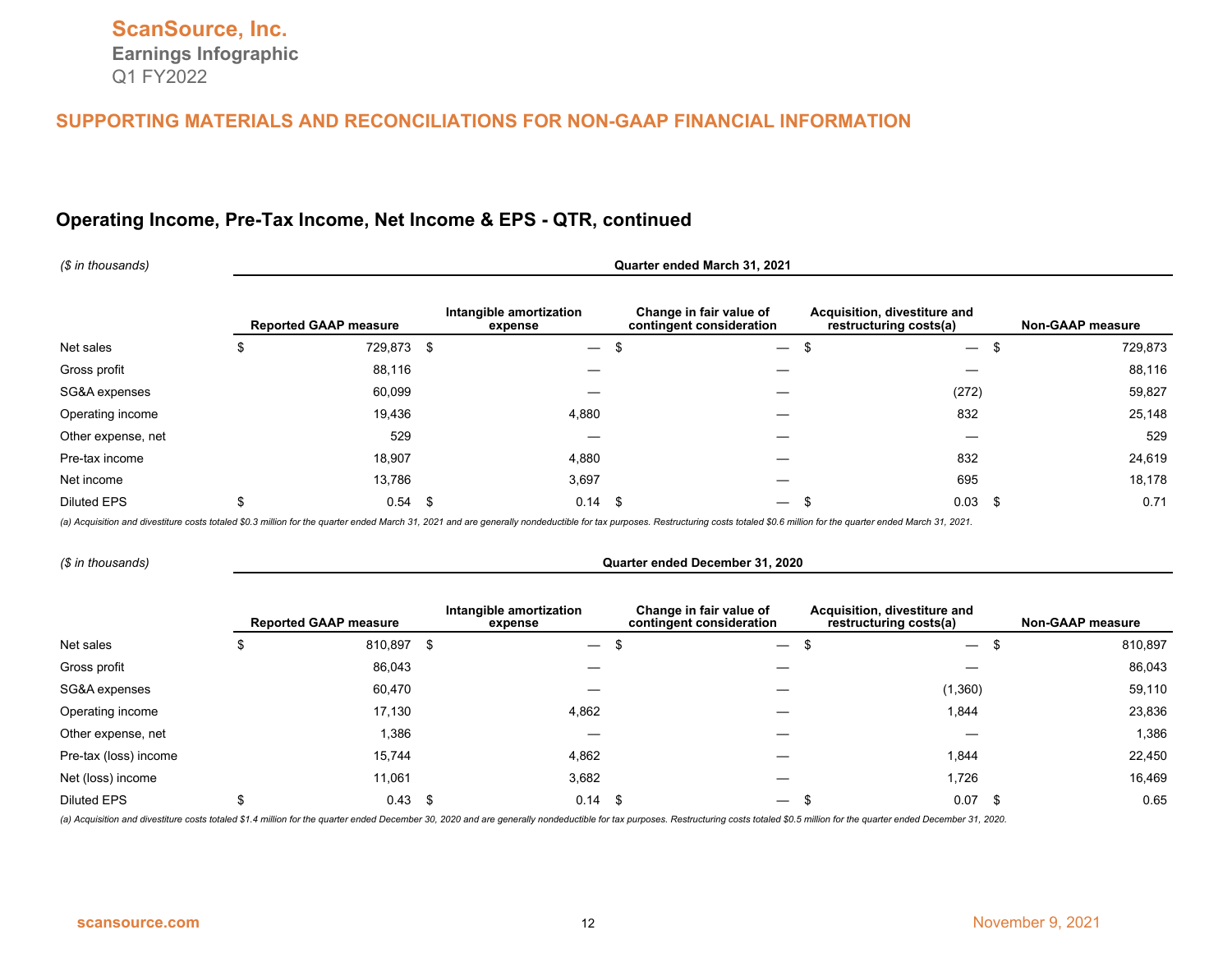ScanSource, Inc.
Earnings Infographic
Q1 FY2022

## SUPPORTING MATERIALS AND RECONCILIATIONS FOR NON-GAAP FINANCIAL INFORMATION

### Operating Income, Pre-Tax Income, Net Income & EPS - QTR, continued

*($ in thousands)*

| | Quarter ended March 31, 2021 | | | | |
|---|---|---|---|---|---|
| | Reported GAAP measure | Intangible amortization expense | Change in fair value of contingent consideration | Acquisition, divestiture and restructuring costs(a) | Non-GAAP measure |
| Net sales | $ 729,873 | $ — | $ — | $ — | $ 729,873 |
| Gross profit | 88,116 | — | — | — | 88,116 |
| SG&A expenses | 60,099 | — | — | (272) | 59,827 |
| Operating income | 19,436 | 4,880 | — | 832 | 25,148 |
| Other expense, net | 529 | — | — | — | 529 |
| Pre-tax income | 18,907 | 4,880 | — | 832 | 24,619 |
| Net income | 13,786 | 3,697 | — | 695 | 18,178 |
| Diluted EPS | $ 0.54 | $ 0.14 | $ — | $ 0.03 | $ 0.71 |

*(a) Acquisition and divestiture costs totaled $0.3 million for the quarter ended March 31, 2021 and are generally nondeductible for tax purposes. Restructuring costs totaled $0.6 million for the quarter ended March 31, 2021.*

*($ in thousands)*

| | Quarter ended December 31, 2020 | | | | |
|---|---|---|---|---|---|
| | Reported GAAP measure | Intangible amortization expense | Change in fair value of contingent consideration | Acquisition, divestiture and restructuring costs(a) | Non-GAAP measure |
| Net sales | $ 810,897 | $ — | $ — | $ — | $ 810,897 |
| Gross profit | 86,043 | — | — | — | 86,043 |
| SG&A expenses | 60,470 | — | — | (1,360) | 59,110 |
| Operating income | 17,130 | 4,862 | — | 1,844 | 23,836 |
| Other expense, net | 1,386 | — | — | — | 1,386 |
| Pre-tax (loss) income | 15,744 | 4,862 | — | 1,844 | 22,450 |
| Net (loss) income | 11,061 | 3,682 | — | 1,726 | 16,469 |
| Diluted EPS | $ 0.43 | $ 0.14 | $ — | $ 0.07 | $ 0.65 |

*(a) Acquisition and divestiture costs totaled $1.4 million for the quarter ended December 30, 2020 and are generally nondeductible for tax purposes. Restructuring costs totaled $0.5 million for the quarter ended December 31, 2020.*

scansource.com

November 9, 2021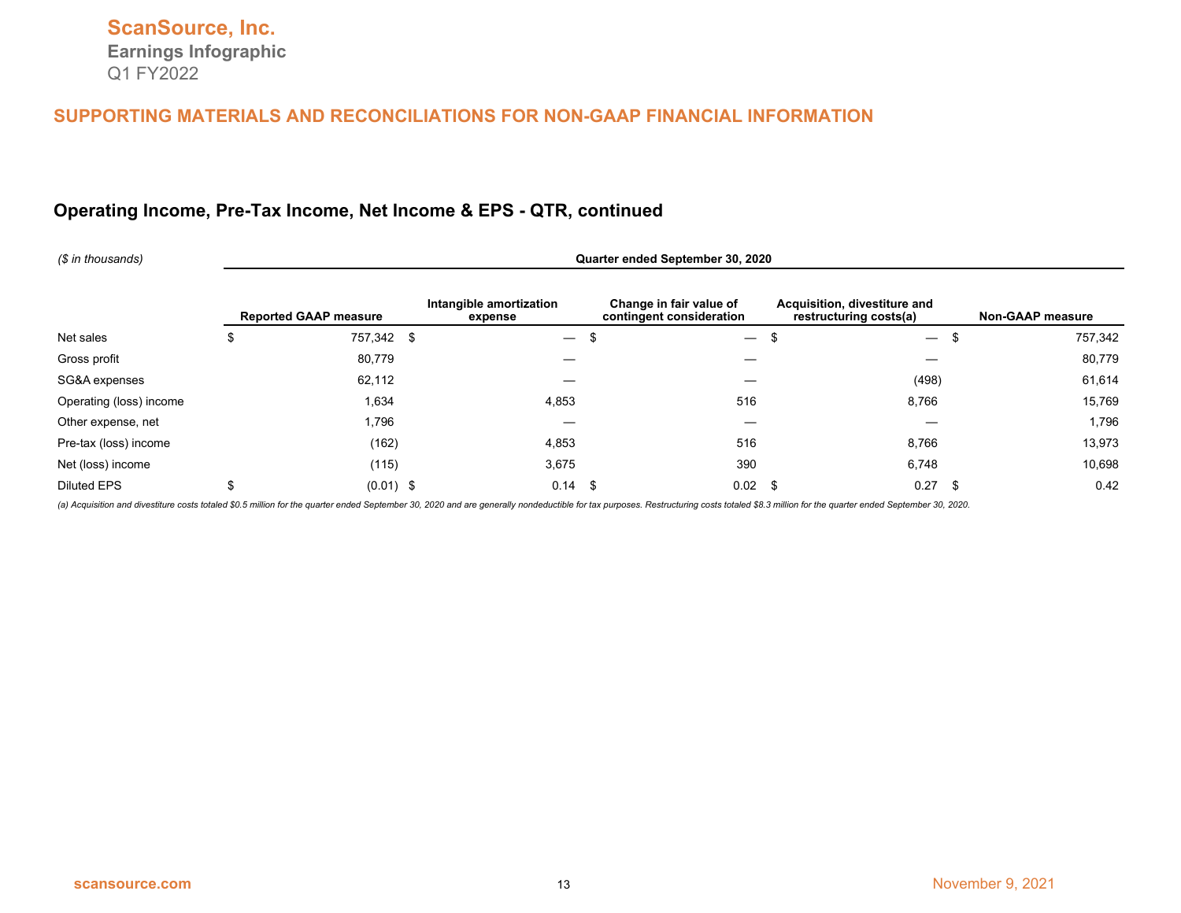# ScanSource, Inc.

**Earnings Infographic**

Q1 FY2022

## SUPPORTING MATERIALS AND RECONCILIATIONS FOR NON-GAAP FINANCIAL INFORMATION

### Operating Income, Pre-Tax Income, Net Income & EPS - QTR, continued

| *($ in thousands)* | Quarter ended September 30, 2020 | | | | |
|---|---|---|---|---|---|
| | **Reported GAAP measure** | **Intangible amortization expense** | **Change in fair value of contingent consideration** | **Acquisition, divestiture and restructuring costs(a)** | **Non-GAAP measure** |
| Net sales | $ 757,342 | $ — | $ — | $ — | $ 757,342 |
| Gross profit | 80,779 | — | — | — | 80,779 |
| SG&A expenses | 62,112 | — | — | (498) | 61,614 |
| Operating (loss) income | 1,634 | 4,853 | 516 | 8,766 | 15,769 |
| Other expense, net | 1,796 | — | — | — | 1,796 |
| Pre-tax (loss) income | (162) | 4,853 | 516 | 8,766 | 13,973 |
| Net (loss) income | (115) | 3,675 | 390 | 6,748 | 10,698 |
| Diluted EPS | $ (0.01) | $ 0.14 | $ 0.02 | $ 0.27 | $ 0.42 |

*(a) Acquisition and divestiture costs totaled $0.5 million for the quarter ended September 30, 2020 and are generally nondeductible for tax purposes. Restructuring costs totaled $8.3 million for the quarter ended September 30, 2020.*

scansource.com

November 9, 2021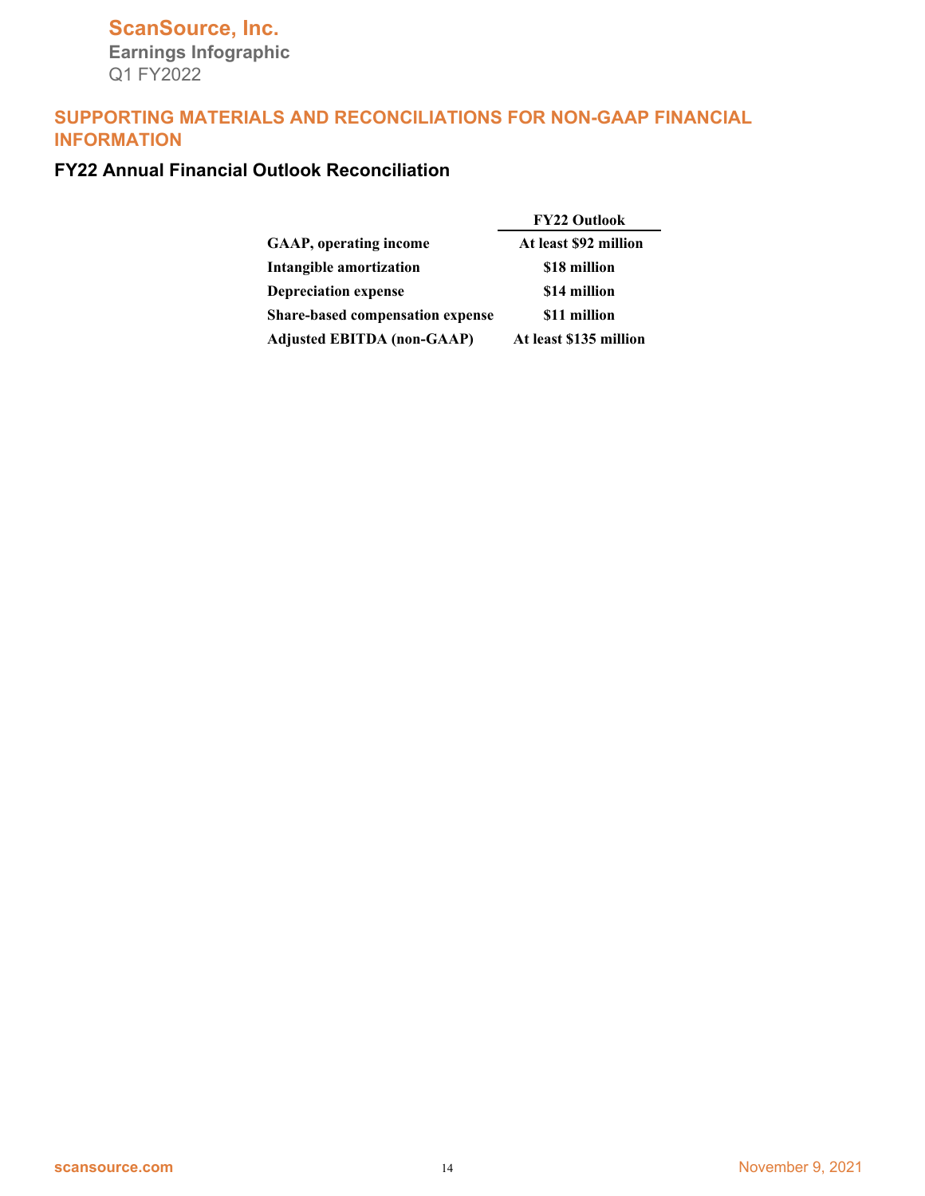## SUPPORTING MATERIALS AND RECONCILIATIONS FOR NON-GAAP FINANCIAL INFORMATION

### FY22 Annual Financial Outlook Reconciliation

| | FY22 Outlook |
|---|---|
| **GAAP, operating income** | **At least $92 million** |
| **Intangible amortization** | **$18 million** |
| **Depreciation expense** | **$14 million** |
| **Share-based compensation expense** | **$11 million** |
| **Adjusted EBITDA (non-GAAP)** | **At least $135 million** |